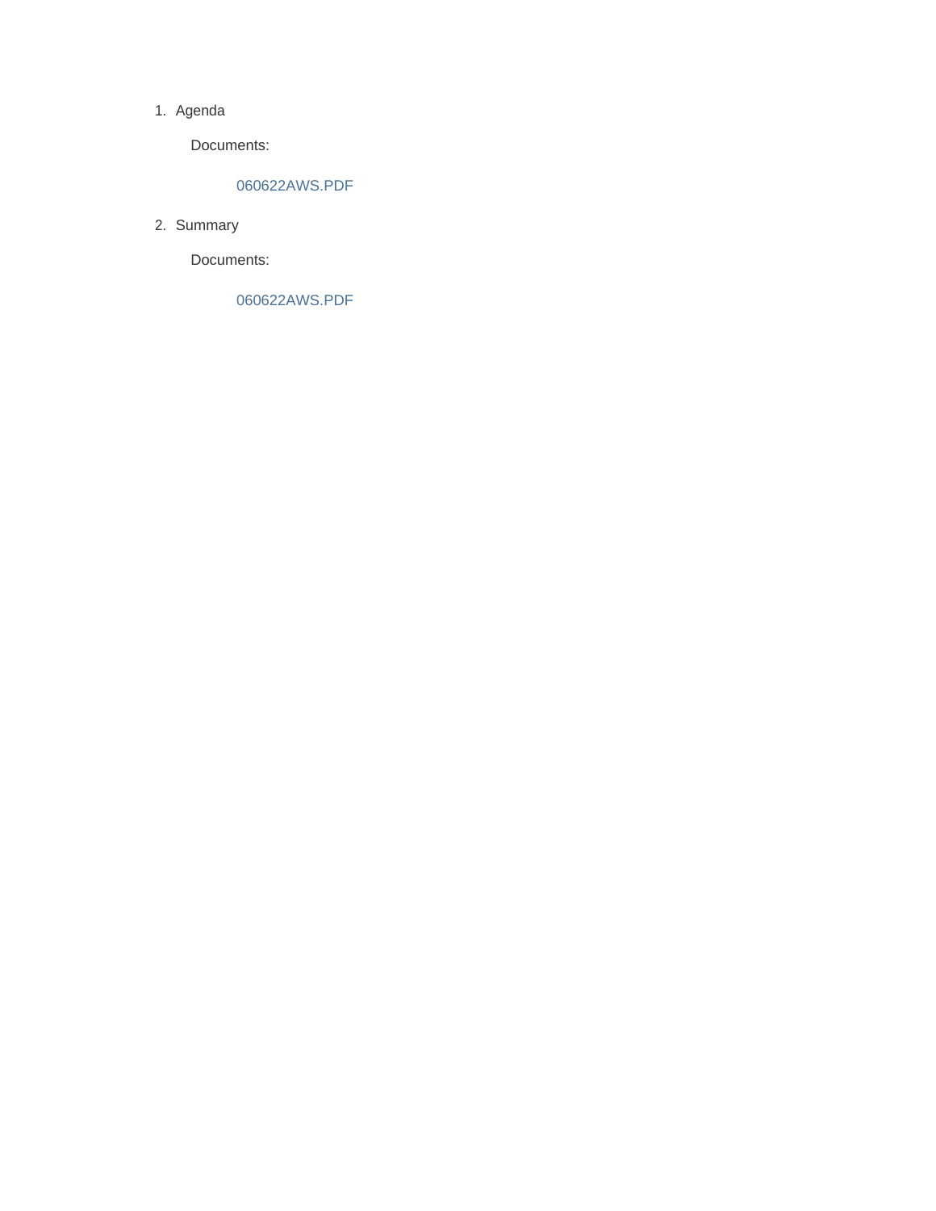1. Agenda

    Documents:

        060622AWS.PDF

2. Summary

    Documents:

        060622AWS.PDF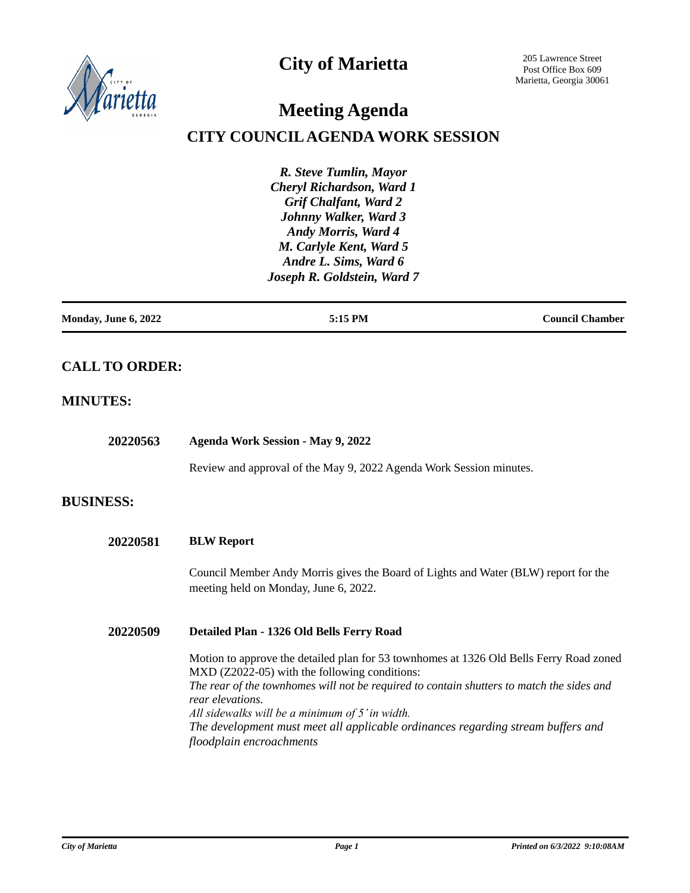# City of Marietta

205 Lawrence Street
Post Office Box 609
Marietta, Georgia 30061

# Meeting Agenda

## CITY COUNCIL AGENDA WORK SESSION

*R. Steve Tumlin, Mayor*
*Cheryl Richardson, Ward 1*
*Grif Chalfant, Ward 2*
*Johnny Walker, Ward 3*
*Andy Morris, Ward 4*
*M. Carlyle Kent, Ward 5*
*Andre L. Sims, Ward 6*
*Joseph R. Goldstein, Ward 7*

**Monday, June 6, 2022** | **5:15 PM** | **Council Chamber**

## CALL TO ORDER:

## MINUTES:

**20220563** **Agenda Work Session - May 9, 2022**

Review and approval of the May 9, 2022 Agenda Work Session minutes.

## BUSINESS:

**20220581** **BLW Report**

Council Member Andy Morris gives the Board of Lights and Water (BLW) report for the meeting held on Monday, June 6, 2022.

**20220509** **Detailed Plan - 1326 Old Bells Ferry Road**

Motion to approve the detailed plan for 53 townhomes at 1326 Old Bells Ferry Road zoned MXD (Z2022-05) with the following conditions:
*The rear of the townhomes will not be required to contain shutters to match the sides and rear elevations.*
*All sidewalks will be a minimum of 5' in width.*
*The development must meet all applicable ordinances regarding stream buffers and floodplain encroachments*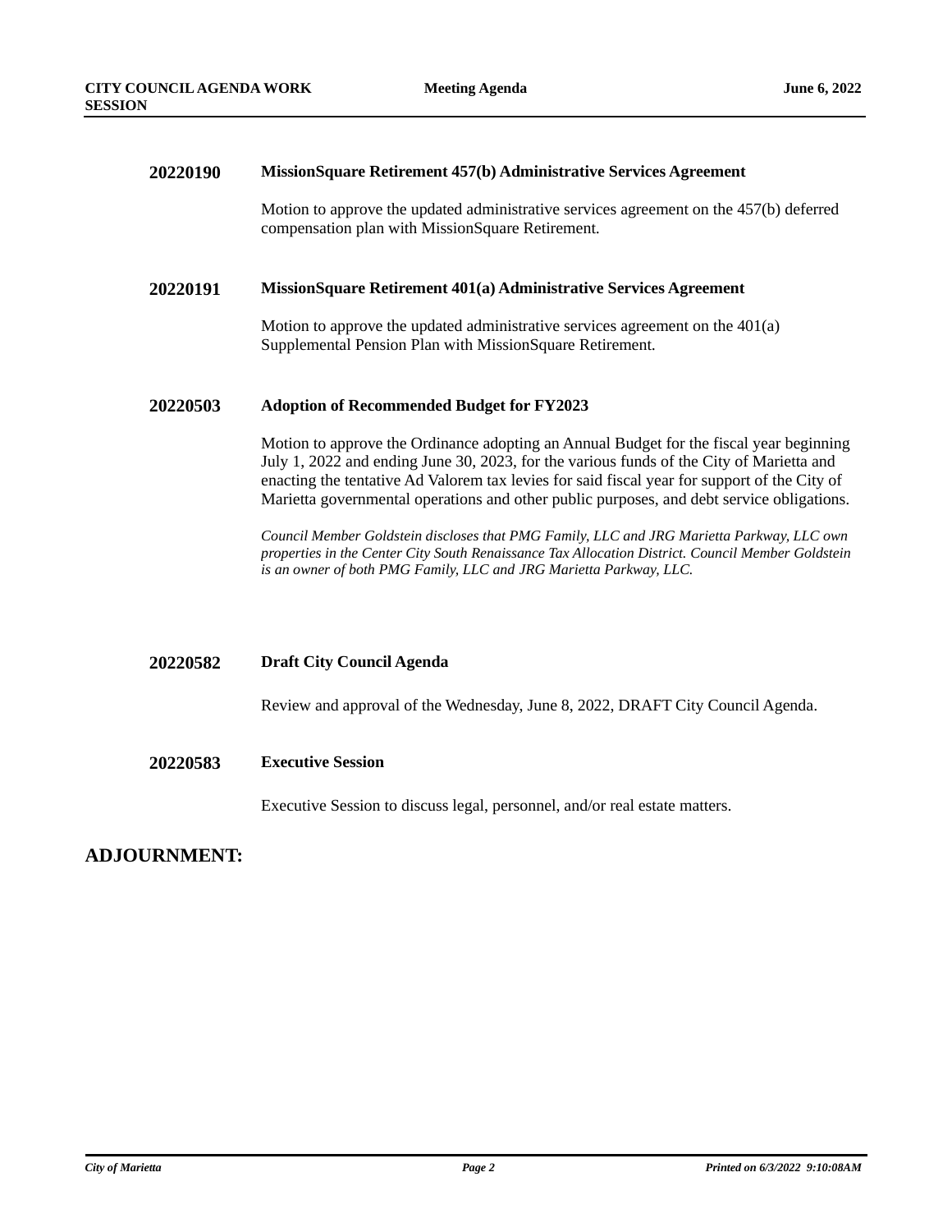**20220190 MissionSquare Retirement 457(b) Administrative Services Agreement**

Motion to approve the updated administrative services agreement on the 457(b) deferred compensation plan with MissionSquare Retirement.

**20220191 MissionSquare Retirement 401(a) Administrative Services Agreement**

Motion to approve the updated administrative services agreement on the 401(a) Supplemental Pension Plan with MissionSquare Retirement.

**20220503 Adoption of Recommended Budget for FY2023**

Motion to approve the Ordinance adopting an Annual Budget for the fiscal year beginning July 1, 2022 and ending June 30, 2023, for the various funds of the City of Marietta and enacting the tentative Ad Valorem tax levies for said fiscal year for support of the City of Marietta governmental operations and other public purposes, and debt service obligations.

*Council Member Goldstein discloses that PMG Family, LLC and JRG Marietta Parkway, LLC own properties in the Center City South Renaissance Tax Allocation District. Council Member Goldstein is an owner of both PMG Family, LLC and JRG Marietta Parkway, LLC.*

**20220582 Draft City Council Agenda**

Review and approval of the Wednesday, June 8, 2022, DRAFT City Council Agenda.

**20220583 Executive Session**

Executive Session to discuss legal, personnel, and/or real estate matters.

## ADJOURNMENT: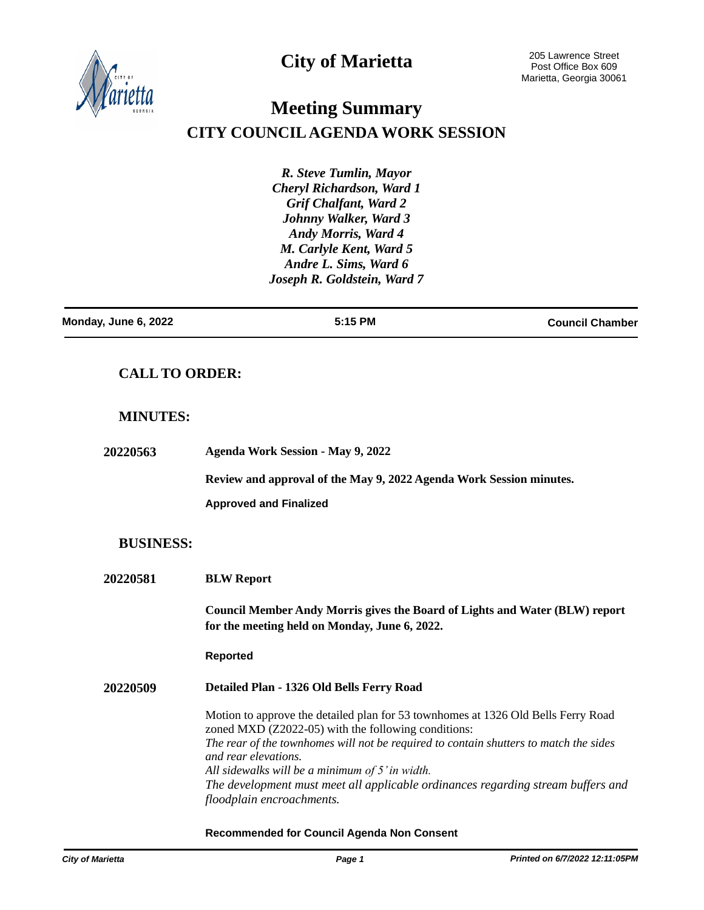# City of Marietta

205 Lawrence Street
Post Office Box 609
Marietta, Georgia 30061

# Meeting Summary

## CITY COUNCIL AGENDA WORK SESSION

*R. Steve Tumlin, Mayor*
*Cheryl Richardson, Ward 1*
*Grif Chalfant, Ward 2*
*Johnny Walker, Ward 3*
*Andy Morris, Ward 4*
*M. Carlyle Kent, Ward 5*
*Andre L. Sims, Ward 6*
*Joseph R. Goldstein, Ward 7*

**Monday, June 6, 2022** | **5:15 PM** | **Council Chamber**

### CALL TO ORDER:

### MINUTES:

**20220563** **Agenda Work Session - May 9, 2022**

**Review and approval of the May 9, 2022 Agenda Work Session minutes.**

**Approved and Finalized**

### BUSINESS:

**20220581** **BLW Report**

**Council Member Andy Morris gives the Board of Lights and Water (BLW) report for the meeting held on Monday, June 6, 2022.**

**Reported**

**20220509** **Detailed Plan - 1326 Old Bells Ferry Road**

Motion to approve the detailed plan for 53 townhomes at 1326 Old Bells Ferry Road zoned MXD (Z2022-05) with the following conditions:
*The rear of the townhomes will not be required to contain shutters to match the sides and rear elevations.*
*All sidewalks will be a minimum of 5' in width.*
*The development must meet all applicable ordinances regarding stream buffers and floodplain encroachments.*

**Recommended for Council Agenda Non Consent**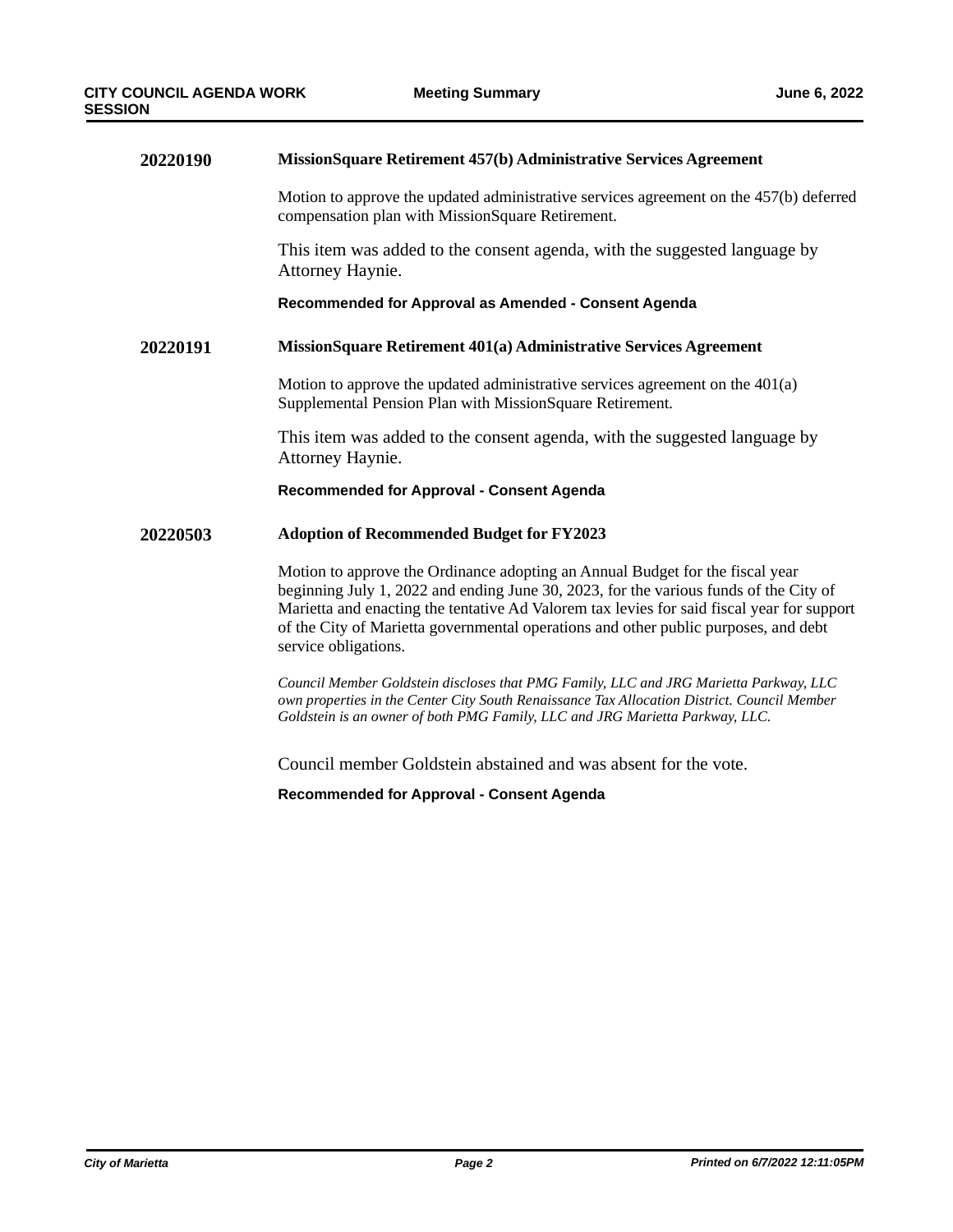**20220190** **MissionSquare Retirement 457(b) Administrative Services Agreement**

Motion to approve the updated administrative services agreement on the 457(b) deferred compensation plan with MissionSquare Retirement.

This item was added to the consent agenda, with the suggested language by Attorney Haynie.

**Recommended for Approval as Amended - Consent Agenda**

**20220191** **MissionSquare Retirement 401(a) Administrative Services Agreement**

Motion to approve the updated administrative services agreement on the 401(a) Supplemental Pension Plan with MissionSquare Retirement.

This item was added to the consent agenda, with the suggested language by Attorney Haynie.

**Recommended for Approval - Consent Agenda**

**20220503** **Adoption of Recommended Budget for FY2023**

Motion to approve the Ordinance adopting an Annual Budget for the fiscal year beginning July 1, 2022 and ending June 30, 2023, for the various funds of the City of Marietta and enacting the tentative Ad Valorem tax levies for said fiscal year for support of the City of Marietta governmental operations and other public purposes, and debt service obligations.

*Council Member Goldstein discloses that PMG Family, LLC and JRG Marietta Parkway, LLC own properties in the Center City South Renaissance Tax Allocation District. Council Member Goldstein is an owner of both PMG Family, LLC and JRG Marietta Parkway, LLC.*

Council member Goldstein abstained and was absent for the vote.

**Recommended for Approval - Consent Agenda**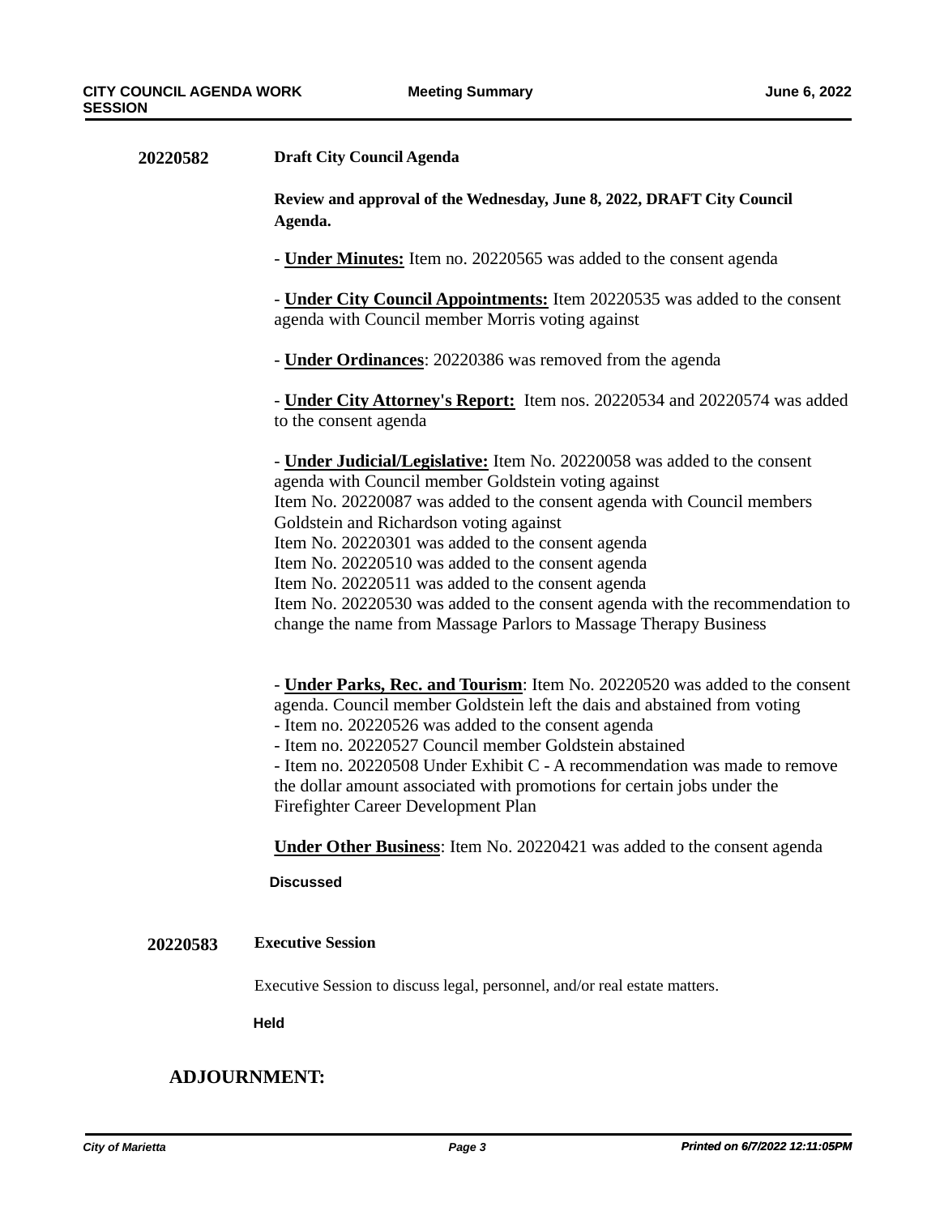**20220582** **Draft City Council Agenda**

**Review and approval of the Wednesday, June 8, 2022, DRAFT City Council Agenda.**

- **Under Minutes:** Item no. 20220565 was added to the consent agenda

- **Under City Council Appointments:** Item 20220535 was added to the consent agenda with Council member Morris voting against

- **Under Ordinances**: 20220386 was removed from the agenda

- **Under City Attorney's Report:** Item nos. 20220534 and 20220574 was added to the consent agenda

- **Under Judicial/Legislative:** Item No. 20220058 was added to the consent agenda with Council member Goldstein voting against
Item No. 20220087 was added to the consent agenda with Council members Goldstein and Richardson voting against
Item No. 20220301 was added to the consent agenda
Item No. 20220510 was added to the consent agenda
Item No. 20220511 was added to the consent agenda
Item No. 20220530 was added to the consent agenda with the recommendation to change the name from Massage Parlors to Massage Therapy Business

- **Under Parks, Rec. and Tourism**: Item No. 20220520 was added to the consent agenda. Council member Goldstein left the dais and abstained from voting
- Item no. 20220526 was added to the consent agenda
- Item no. 20220527 Council member Goldstein abstained
- Item no. 20220508 Under Exhibit C - A recommendation was made to remove the dollar amount associated with promotions for certain jobs under the Firefighter Career Development Plan

**Under Other Business**: Item No. 20220421 was added to the consent agenda

**Discussed**

**20220583** **Executive Session**

Executive Session to discuss legal, personnel, and/or real estate matters.

**Held**

## ADJOURNMENT: